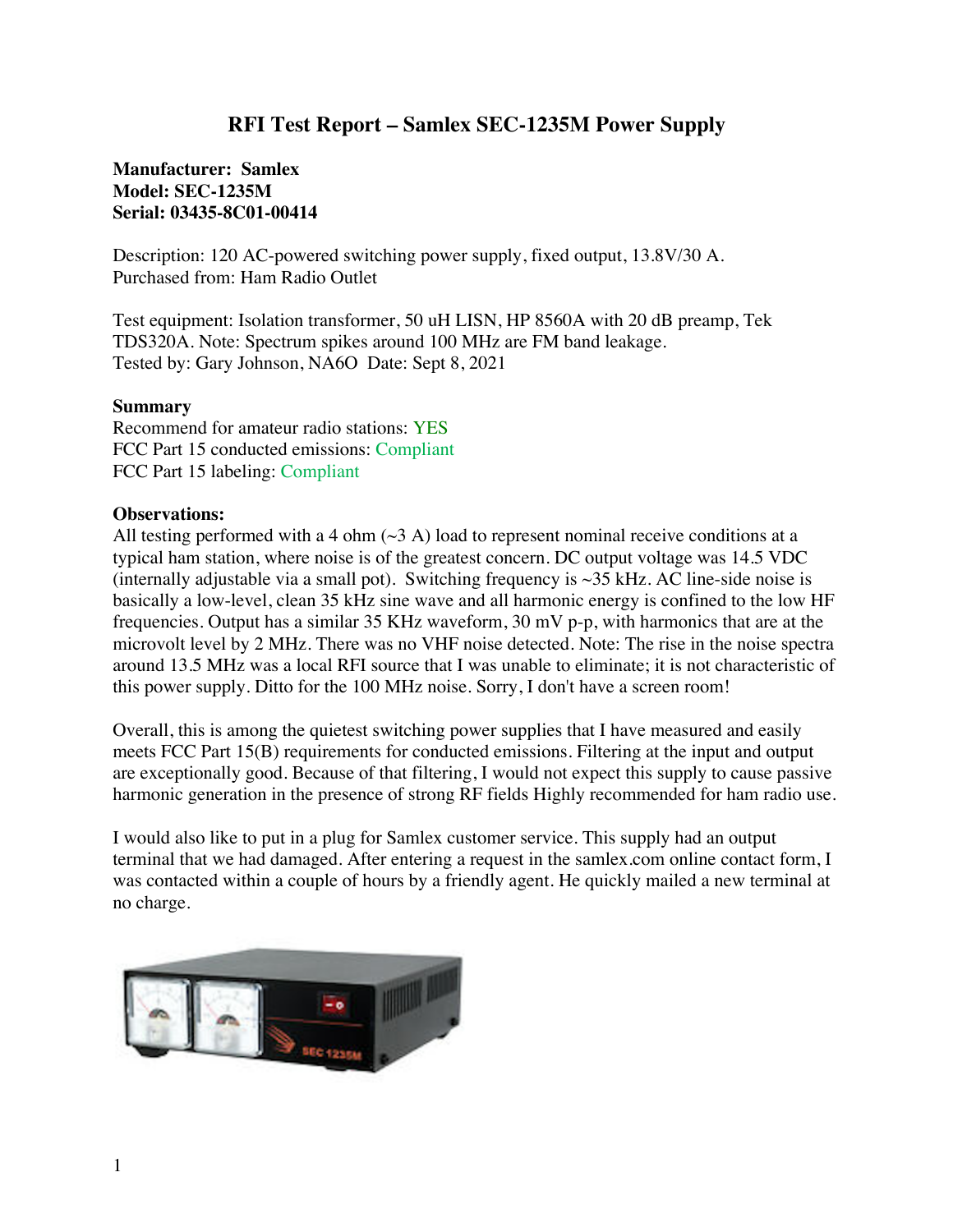# RFI Test Report – Samlex SEC-1235M Power Supply

**Manufacturer: Samlex**
**Model: SEC-1235M**
**Serial: 03435-8C01-00414**

Description: 120 AC-powered switching power supply, fixed output, 13.8V/30 A.
Purchased from: Ham Radio Outlet

Test equipment: Isolation transformer, 50 uH LISN, HP 8560A with 20 dB preamp, Tek TDS320A. Note: Spectrum spikes around 100 MHz are FM band leakage.
Tested by: Gary Johnson, NA6O Date: Sept 8, 2021

**Summary**
Recommend for amateur radio stations: YES
FCC Part 15 conducted emissions: Compliant
FCC Part 15 labeling: Compliant

**Observations:**
All testing performed with a 4 ohm (~3 A) load to represent nominal receive conditions at a typical ham station, where noise is of the greatest concern. DC output voltage was 14.5 VDC (internally adjustable via a small pot). Switching frequency is ~35 kHz. AC line-side noise is basically a low-level, clean 35 kHz sine wave and all harmonic energy is confined to the low HF frequencies. Output has a similar 35 KHz waveform, 30 mV p-p, with harmonics that are at the microvolt level by 2 MHz. There was no VHF noise detected. Note: The rise in the noise spectra around 13.5 MHz was a local RFI source that I was unable to eliminate; it is not characteristic of this power supply. Ditto for the 100 MHz noise. Sorry, I don't have a screen room!

Overall, this is among the quietest switching power supplies that I have measured and easily meets FCC Part 15(B) requirements for conducted emissions. Filtering at the input and output are exceptionally good. Because of that filtering, I would not expect this supply to cause passive harmonic generation in the presence of strong RF fields Highly recommended for ham radio use.

I would also like to put in a plug for Samlex customer service. This supply had an output terminal that we had damaged. After entering a request in the samlex.com online contact form, I was contacted within a couple of hours by a friendly agent. He quickly mailed a new terminal at no charge.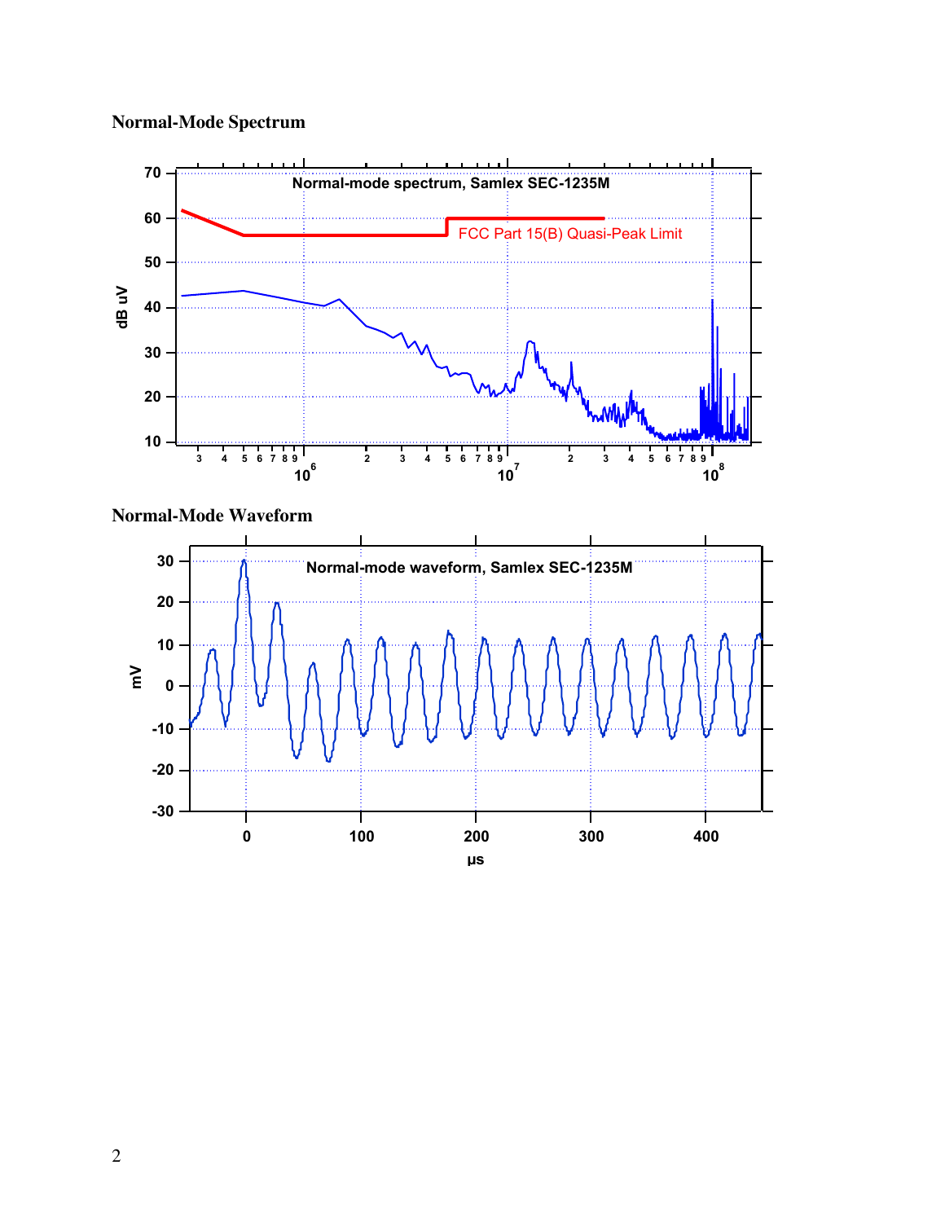## Normal-Mode Spectrum

## Normal-Mode Waveform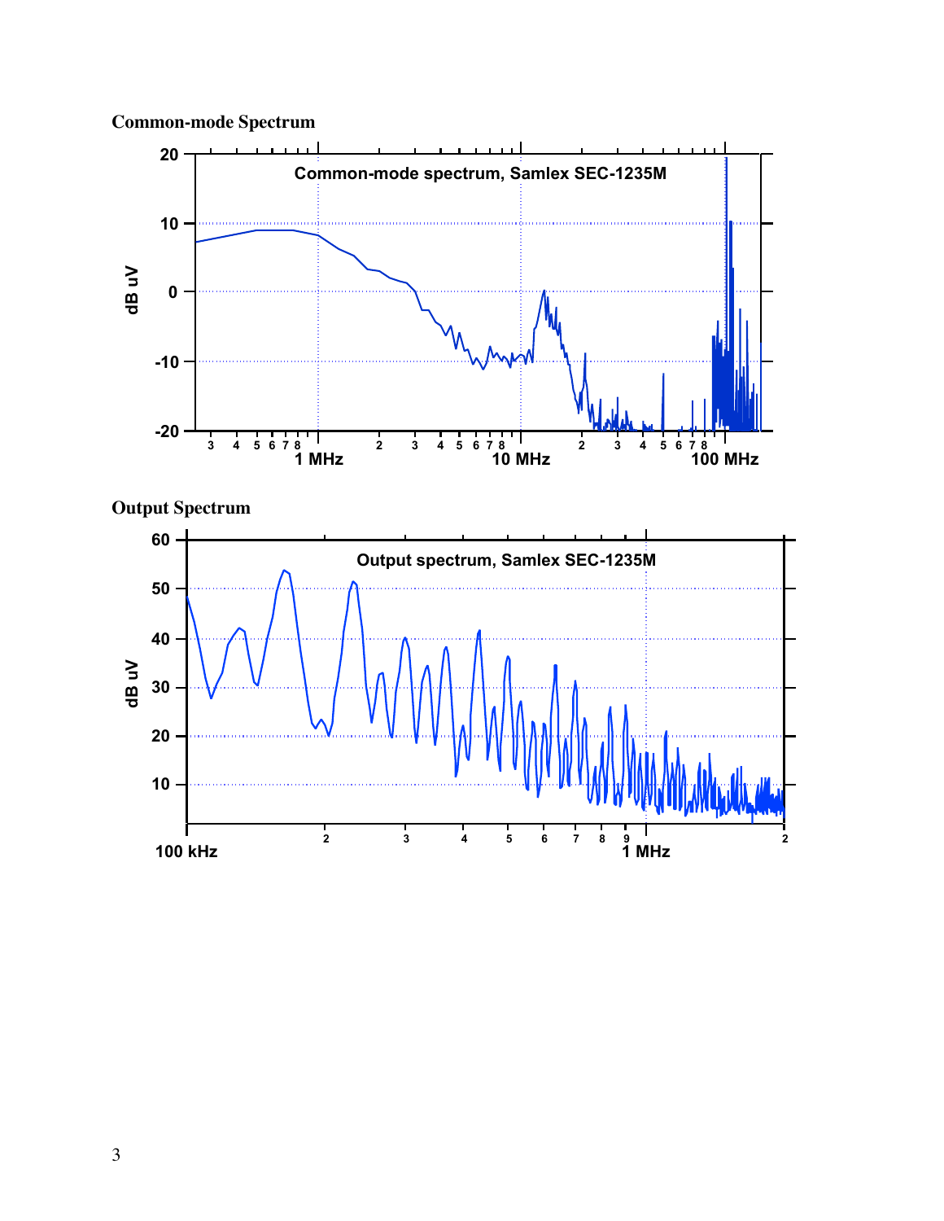**Common-mode Spectrum**

Common-mode spectrum, Samlex SEC-1235M

dB uV

20
10
0
-10
-20

3 4 5 6 7 8 1 MHz 2 3 4 5 6 7 8 10 MHz 2 3 4 5 6 7 8 100 MHz

**Output Spectrum**

Output spectrum, Samlex SEC-1235M

dB uV

60
50
40
30
20
10

100 kHz 2 3 4 5 6 7 8 9 1 MHz 2